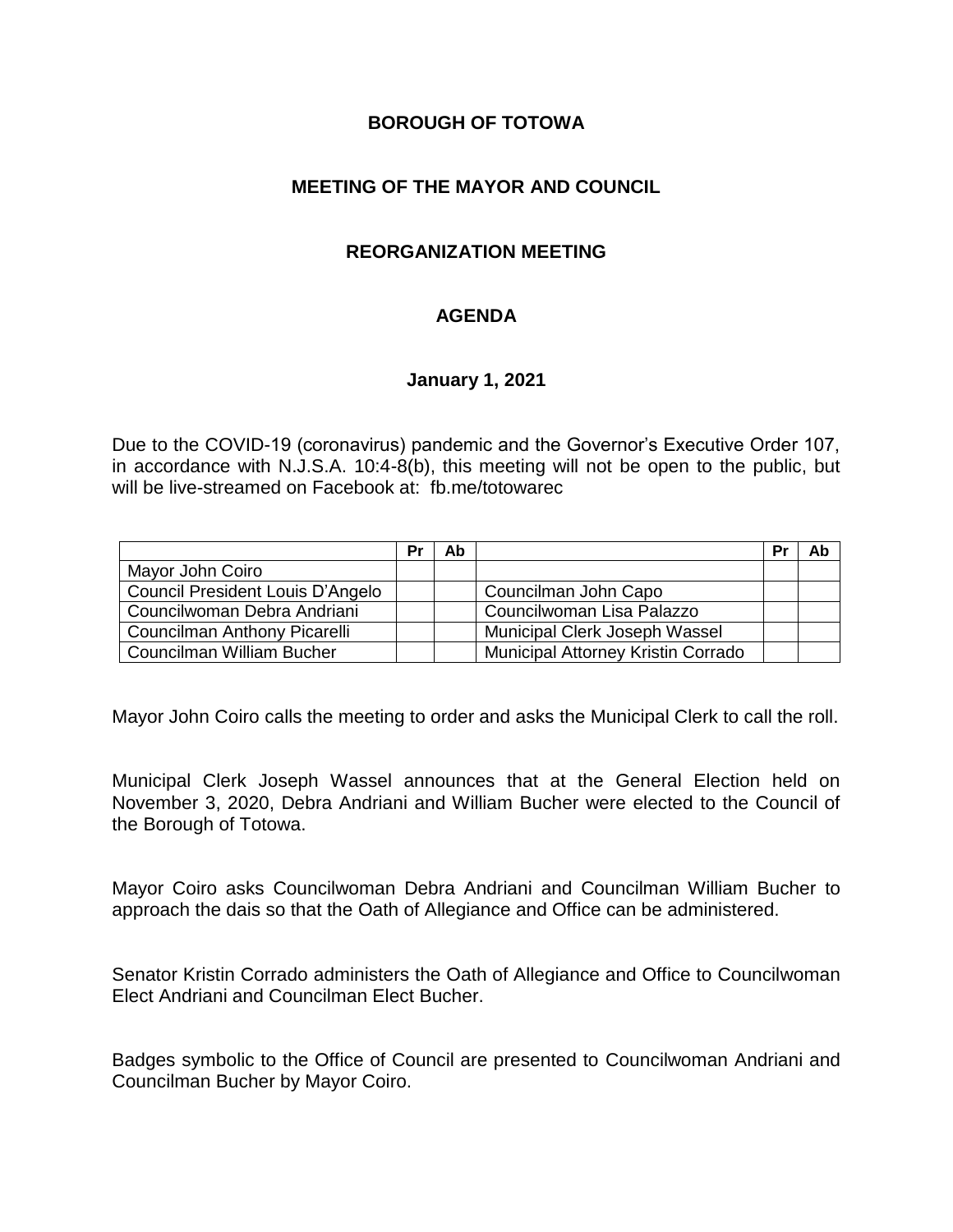# BOROUGH OF TOTOWA

## MEETING OF THE MAYOR AND COUNCIL

## REORGANIZATION MEETING

## AGENDA

**January 1, 2021**

Due to the COVID-19 (coronavirus) pandemic and the Governor's Executive Order 107, in accordance with N.J.S.A. 10:4-8(b), this meeting will not be open to the public, but will be live-streamed on Facebook at: fb.me/totowarec

| | Pr | Ab | | Pr | Ab |
|---|---|---|---|---|---|
| Mayor John Coiro | | | | | |
| Council President Louis D'Angelo | | | Councilman John Capo | | |
| Councilwoman Debra Andriani | | | Councilwoman Lisa Palazzo | | |
| Councilman Anthony Picarelli | | | Municipal Clerk Joseph Wassel | | |
| Councilman William Bucher | | | Municipal Attorney Kristin Corrado | | |

Mayor John Coiro calls the meeting to order and asks the Municipal Clerk to call the roll.

Municipal Clerk Joseph Wassel announces that at the General Election held on November 3, 2020, Debra Andriani and William Bucher were elected to the Council of the Borough of Totowa.

Mayor Coiro asks Councilwoman Debra Andriani and Councilman William Bucher to approach the dais so that the Oath of Allegiance and Office can be administered.

Senator Kristin Corrado administers the Oath of Allegiance and Office to Councilwoman Elect Andriani and Councilman Elect Bucher.

Badges symbolic to the Office of Council are presented to Councilwoman Andriani and Councilman Bucher by Mayor Coiro.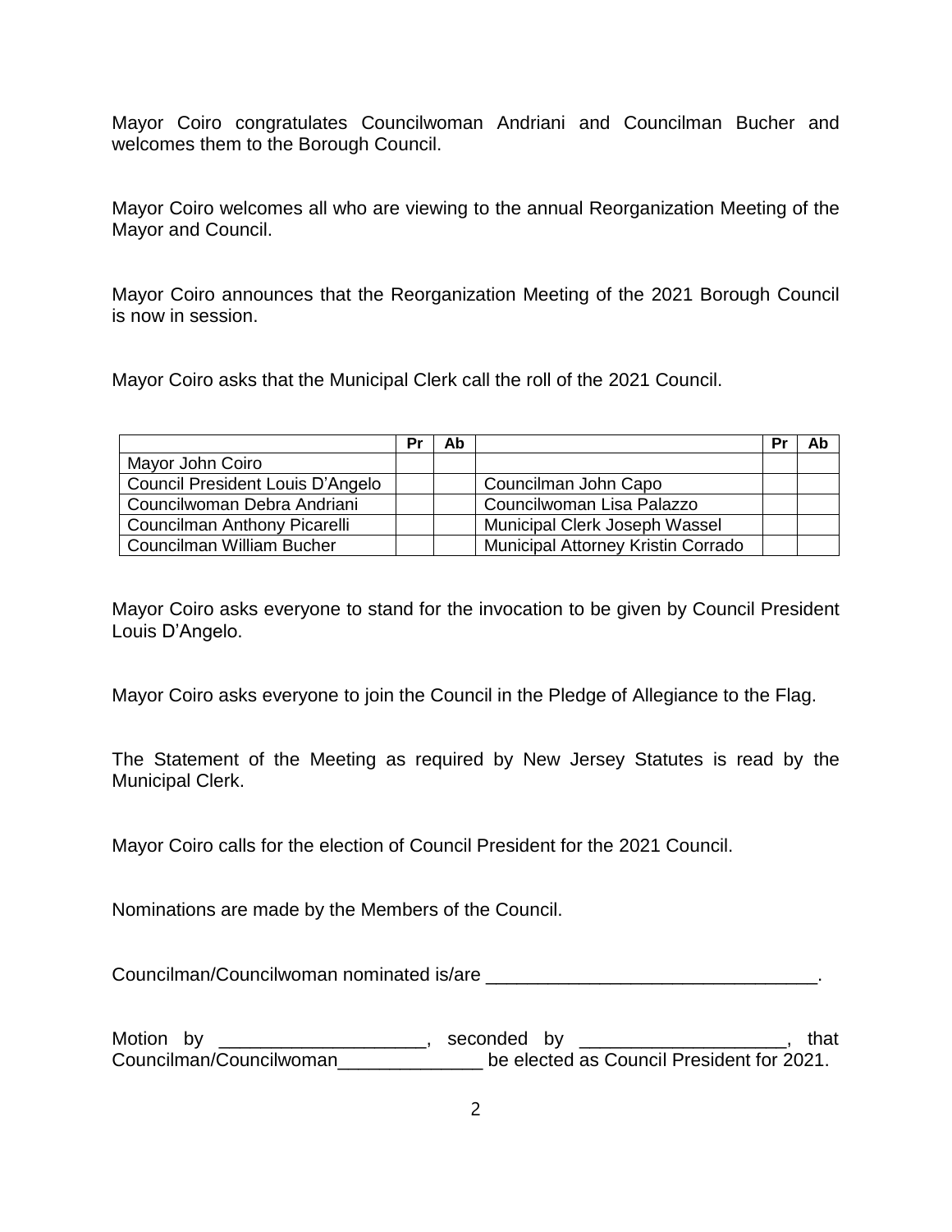Mayor Coiro congratulates Councilwoman Andriani and Councilman Bucher and welcomes them to the Borough Council.

Mayor Coiro welcomes all who are viewing to the annual Reorganization Meeting of the Mayor and Council.

Mayor Coiro announces that the Reorganization Meeting of the 2021 Borough Council is now in session.

Mayor Coiro asks that the Municipal Clerk call the roll of the 2021 Council.

| | Pr | Ab | | Pr | Ab |
|---|---|---|---|---|---|
| Mayor John Coiro | | | | | |
| Council President Louis D'Angelo | | | Councilman John Capo | | |
| Councilwoman Debra Andriani | | | Councilwoman Lisa Palazzo | | |
| Councilman Anthony Picarelli | | | Municipal Clerk Joseph Wassel | | |
| Councilman William Bucher | | | Municipal Attorney Kristin Corrado | | |

Mayor Coiro asks everyone to stand for the invocation to be given by Council President Louis D'Angelo.

Mayor Coiro asks everyone to join the Council in the Pledge of Allegiance to the Flag.

The Statement of the Meeting as required by New Jersey Statutes is read by the Municipal Clerk.

Mayor Coiro calls for the election of Council President for the 2021 Council.

Nominations are made by the Members of the Council.

Councilman/Councilwoman nominated is/are ________________________________.

Motion by ____________________, seconded by ____________________, that Councilman/Councilwoman______________ be elected as Council President for 2021.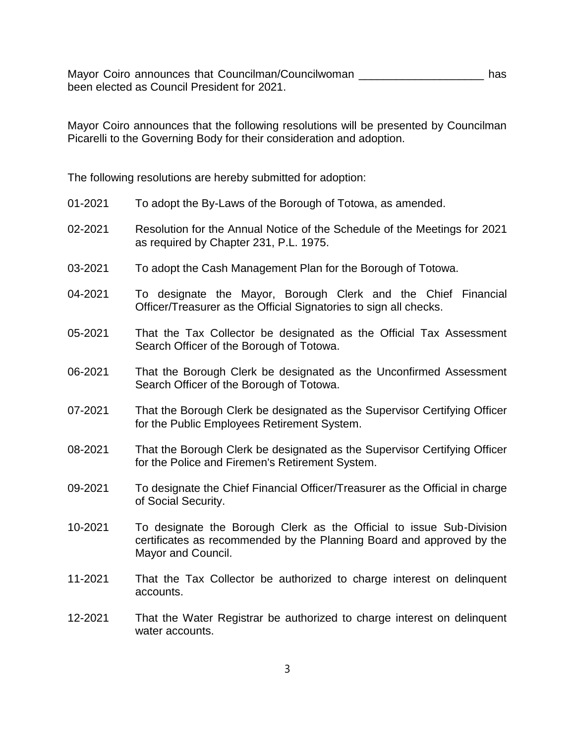Mayor Coiro announces that Councilman/Councilwoman ____________________ has been elected as Council President for 2021.

Mayor Coiro announces that the following resolutions will be presented by Councilman Picarelli to the Governing Body for their consideration and adoption.

The following resolutions are hereby submitted for adoption:

01-2021 To adopt the By-Laws of the Borough of Totowa, as amended.

02-2021 Resolution for the Annual Notice of the Schedule of the Meetings for 2021 as required by Chapter 231, P.L. 1975.

03-2021 To adopt the Cash Management Plan for the Borough of Totowa.

04-2021 To designate the Mayor, Borough Clerk and the Chief Financial Officer/Treasurer as the Official Signatories to sign all checks.

05-2021 That the Tax Collector be designated as the Official Tax Assessment Search Officer of the Borough of Totowa.

06-2021 That the Borough Clerk be designated as the Unconfirmed Assessment Search Officer of the Borough of Totowa.

07-2021 That the Borough Clerk be designated as the Supervisor Certifying Officer for the Public Employees Retirement System.

08-2021 That the Borough Clerk be designated as the Supervisor Certifying Officer for the Police and Firemen's Retirement System.

09-2021 To designate the Chief Financial Officer/Treasurer as the Official in charge of Social Security.

10-2021 To designate the Borough Clerk as the Official to issue Sub-Division certificates as recommended by the Planning Board and approved by the Mayor and Council.

11-2021 That the Tax Collector be authorized to charge interest on delinquent accounts.

12-2021 That the Water Registrar be authorized to charge interest on delinquent water accounts.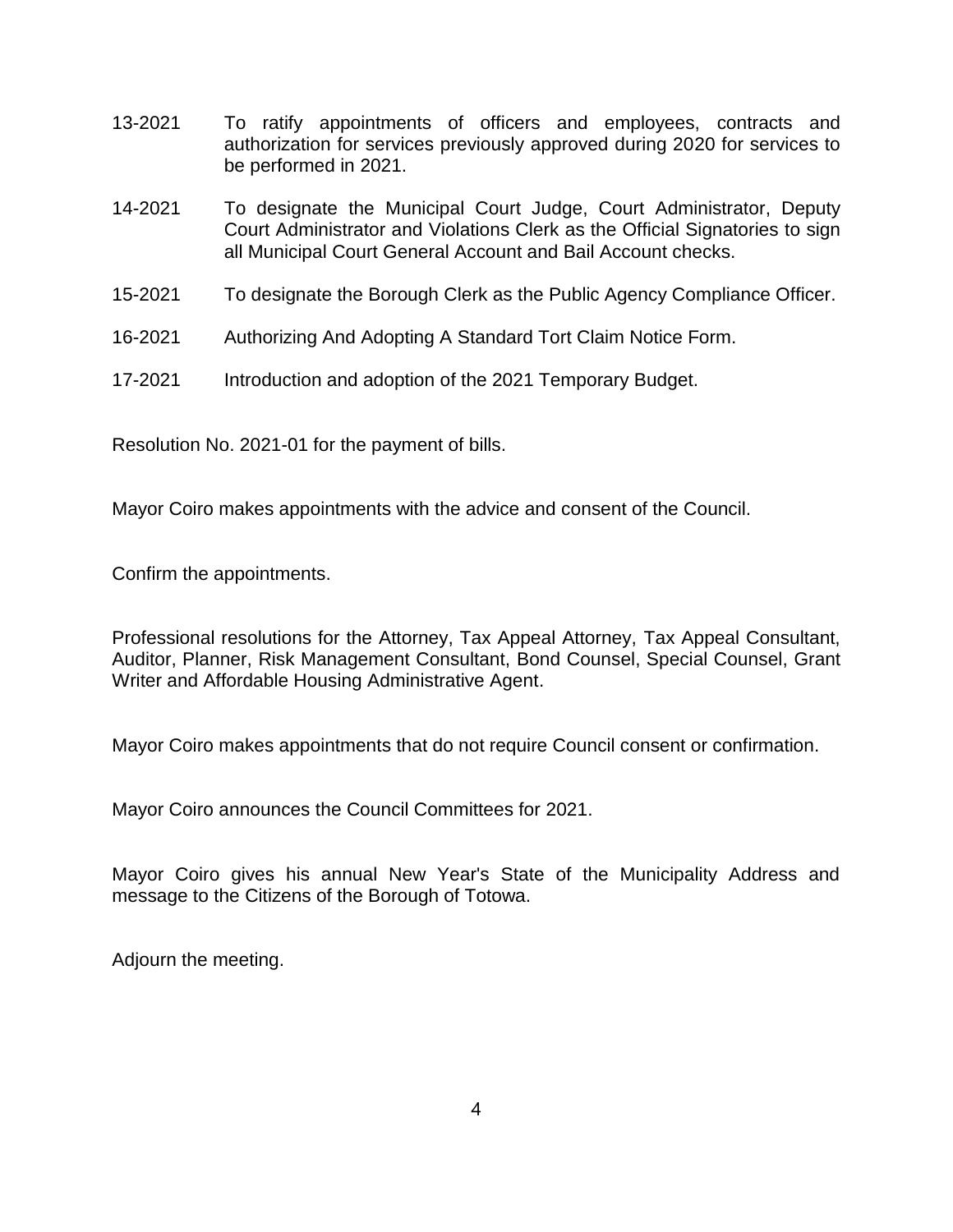13-2021 To ratify appointments of officers and employees, contracts and authorization for services previously approved during 2020 for services to be performed in 2021.

14-2021 To designate the Municipal Court Judge, Court Administrator, Deputy Court Administrator and Violations Clerk as the Official Signatories to sign all Municipal Court General Account and Bail Account checks.

15-2021 To designate the Borough Clerk as the Public Agency Compliance Officer.

16-2021 Authorizing And Adopting A Standard Tort Claim Notice Form.

17-2021 Introduction and adoption of the 2021 Temporary Budget.

Resolution No. 2021-01 for the payment of bills.

Mayor Coiro makes appointments with the advice and consent of the Council.

Confirm the appointments.

Professional resolutions for the Attorney, Tax Appeal Attorney, Tax Appeal Consultant, Auditor, Planner, Risk Management Consultant, Bond Counsel, Special Counsel, Grant Writer and Affordable Housing Administrative Agent.

Mayor Coiro makes appointments that do not require Council consent or confirmation.

Mayor Coiro announces the Council Committees for 2021.

Mayor Coiro gives his annual New Year's State of the Municipality Address and message to the Citizens of the Borough of Totowa.

Adjourn the meeting.